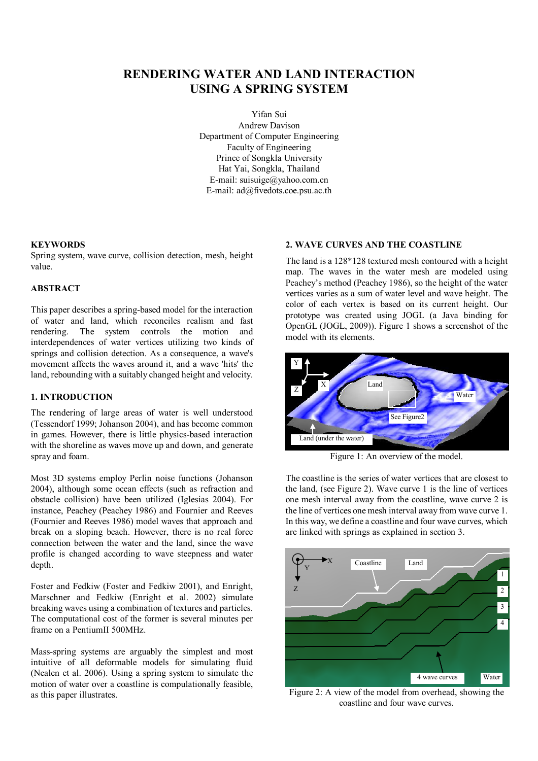# RENDERING WATER AND LAND INTERACTION USING A SPRING SYSTEM

Yifan Sui
Andrew Davison
Department of Computer Engineering
Faculty of Engineering
Prince of Songkla University
Hat Yai, Songkla, Thailand
E-mail: suisuige@yahoo.com.cn
E-mail: ad@fivedots.coe.psu.ac.th

## KEYWORDS

Spring system, wave curve, collision detection, mesh, height value.

## ABSTRACT

This paper describes a spring-based model for the interaction of water and land, which reconciles realism and fast rendering. The system controls the motion and interdependences of water vertices utilizing two kinds of springs and collision detection. As a consequence, a wave's movement affects the waves around it, and a wave 'hits' the land, rebounding with a suitably changed height and velocity.

## 1. INTRODUCTION

The rendering of large areas of water is well understood (Tessendorf 1999; Johanson 2004), and has become common in games. However, there is little physics-based interaction with the shoreline as waves move up and down, and generate spray and foam.

Most 3D systems employ Perlin noise functions (Johanson 2004), although some ocean effects (such as refraction and obstacle collision) have been utilized (Iglesias 2004). For instance, Peachey (Peachey 1986) and Fournier and Reeves (Fournier and Reeves 1986) model waves that approach and break on a sloping beach. However, there is no real force connection between the water and the land, since the wave profile is changed according to wave steepness and water depth.

Foster and Fedkiw (Foster and Fedkiw 2001), and Enright, Marschner and Fedkiw (Enright et al. 2002) simulate breaking waves using a combination of textures and particles. The computational cost of the former is several minutes per frame on a PentiumII 500MHz.

Mass-spring systems are arguably the simplest and most intuitive of all deformable models for simulating fluid (Nealen et al. 2006). Using a spring system to simulate the motion of water over a coastline is compulationally feasible, as this paper illustrates.

## 2. WAVE CURVES AND THE COASTLINE

The land is a 128*128 textured mesh contoured with a height map. The waves in the water mesh are modeled using Peachey's method (Peachey 1986), so the height of the water vertices varies as a sum of water level and wave height. The color of each vertex is based on its current height. Our prototype was created using JOGL (a Java binding for OpenGL (JOGL, 2009)). Figure 1 shows a screenshot of the model with its elements.

Figure 1: An overview of the model.

The coastline is the series of water vertices that are closest to the land, (see Figure 2). Wave curve 1 is the line of vertices one mesh interval away from the coastline, wave curve 2 is the line of vertices one mesh interval away from wave curve 1. In this way, we define a coastline and four wave curves, which are linked with springs as explained in section 3.

Figure 2: A view of the model from overhead, showing the coastline and four wave curves.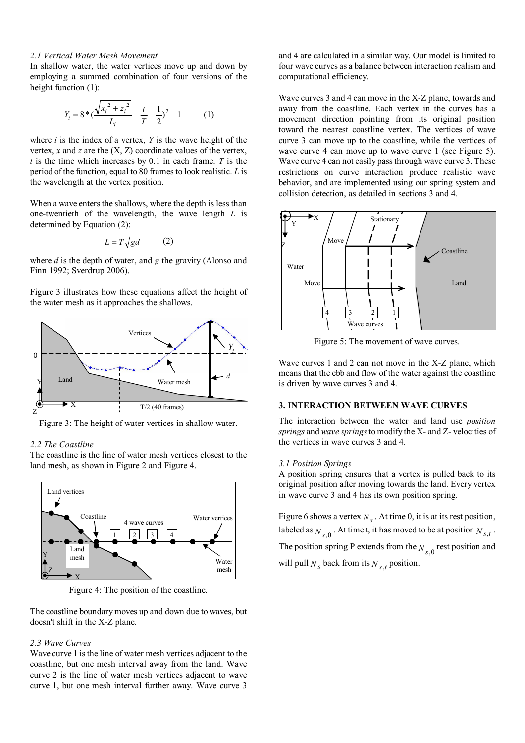### 2.1 Vertical Water Mesh Movement

In shallow water, the water vertices move up and down by employing a summed combination of four versions of the height function (1):

$$Y_i = 8*(\frac{\sqrt{x_i^2 + z_i^2}}{L_i} - \frac{t}{T} - \frac{1}{2})^2 - 1 \qquad (1)$$

where $i$ is the index of a vertex, $Y$ is the wave height of the vertex, $x$ and $z$ are the (X, Z) coordinate values of the vertex, $t$ is the time which increases by 0.1 in each frame. $T$ is the period of the function, equal to 80 frames to look realistic. $L$ is the wavelength at the vertex position.

When a wave enters the shallows, where the depth is less than one-twentieth of the wavelength, the wave length $L$ is determined by Equation (2):

$$L = T\sqrt{gd} \qquad (2)$$

where $d$ is the depth of water, and $g$ the gravity (Alonso and Finn 1992; Sverdrup 2006).

Figure 3 illustrates how these equations affect the height of the water mesh as it approaches the shallows.

Figure 3: The height of water vertices in shallow water.

### 2.2 The Coastline

The coastline is the line of water mesh vertices closest to the land mesh, as shown in Figure 2 and Figure 4.

Figure 4: The position of the coastline.

The coastline boundary moves up and down due to waves, but doesn't shift in the X-Z plane.

### 2.3 Wave Curves

Wave curve 1 is the line of water mesh vertices adjacent to the coastline, but one mesh interval away from the land. Wave curve 2 is the line of water mesh vertices adjacent to wave curve 1, but one mesh interval further away. Wave curve 3 and 4 are calculated in a similar way. Our model is limited to four wave curves as a balance between interaction realism and computational efficiency.

Wave curves 3 and 4 can move in the X-Z plane, towards and away from the coastline. Each vertex in the curves has a movement direction pointing from its original position toward the nearest coastline vertex. The vertices of wave curve 3 can move up to the coastline, while the vertices of wave curve 4 can move up to wave curve 1 (see Figure 5). Wave curve 4 can not easily pass through wave curve 3. These restrictions on curve interaction produce realistic wave behavior, and are implemented using our spring system and collision detection, as detailed in sections 3 and 4.

Figure 5: The movement of wave curves.

Wave curves 1 and 2 can not move in the X-Z plane, which means that the ebb and flow of the water against the coastline is driven by wave curves 3 and 4.

## 3. INTERACTION BETWEEN WAVE CURVES

The interaction between the water and land use *position springs* and *wave springs* to modify the X- and Z- velocities of the vertices in wave curves 3 and 4.

### 3.1 Position Springs

A position spring ensures that a vertex is pulled back to its original position after moving towards the land. Every vertex in wave curve 3 and 4 has its own position spring.

Figure 6 shows a vertex $N_s$. At time 0, it is at its rest position, labeled as $N_{s,0}$. At time t, it has moved to be at position $N_{s,t}$. The position spring P extends from the $N_{s,0}$ rest position and will pull $N_s$ back from its $N_{s,t}$ position.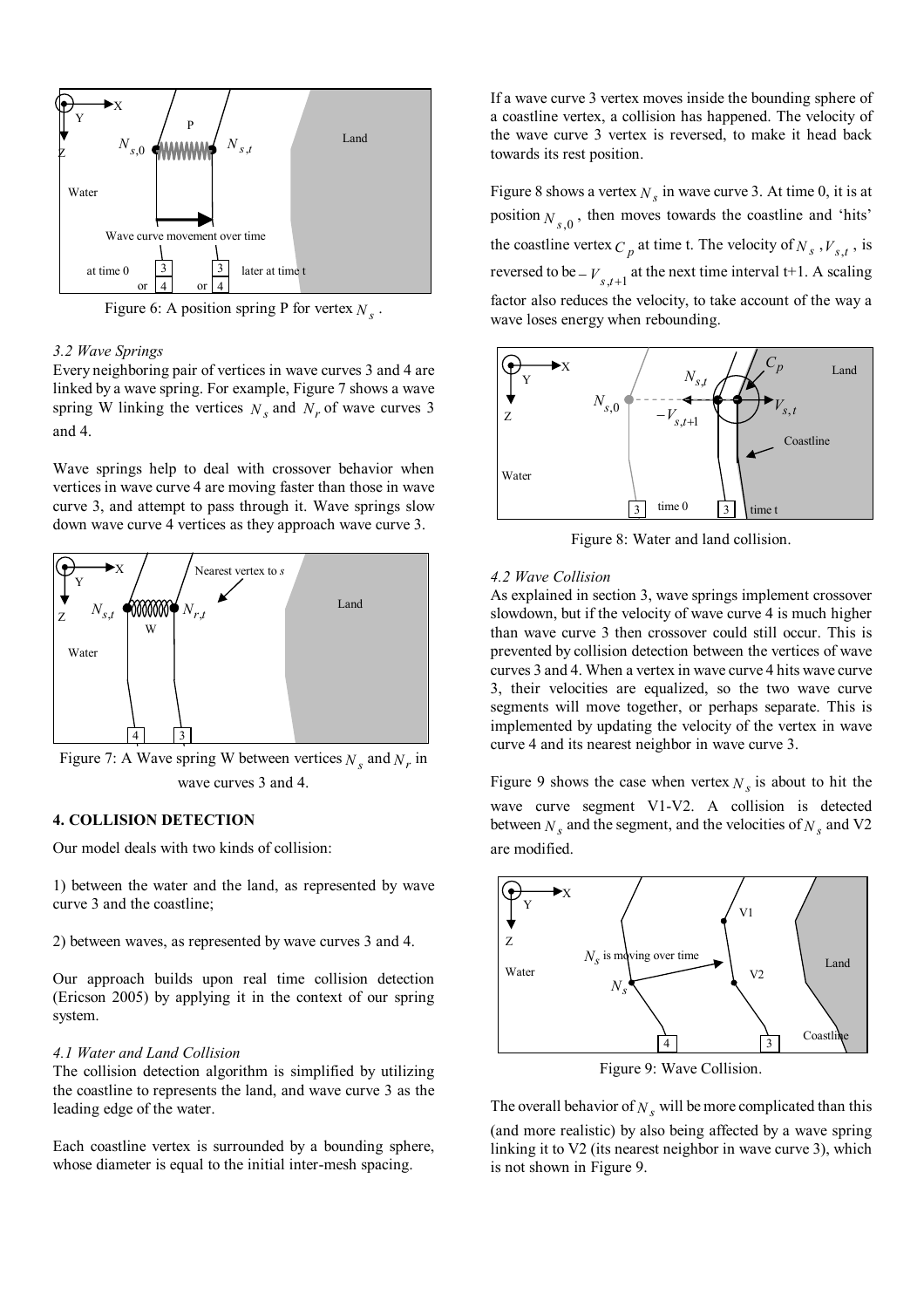Figure 6: A position spring P for vertex $N_s$.

*3.2 Wave Springs*

Every neighboring pair of vertices in wave curves 3 and 4 are linked by a wave spring. For example, Figure 7 shows a wave spring W linking the vertices $N_s$ and $N_r$ of wave curves 3 and 4.

Wave springs help to deal with crossover behavior when vertices in wave curve 4 are moving faster than those in wave curve 3, and attempt to pass through it. Wave springs slow down wave curve 4 vertices as they approach wave curve 3.

Figure 7: A Wave spring W between vertices $N_s$ and $N_r$ in wave curves 3 and 4.

## 4. COLLISION DETECTION

Our model deals with two kinds of collision:

1) between the water and the land, as represented by wave curve 3 and the coastline;

2) between waves, as represented by wave curves 3 and 4.

Our approach builds upon real time collision detection (Ericson 2005) by applying it in the context of our spring system.

*4.1 Water and Land Collision*

The collision detection algorithm is simplified by utilizing the coastline to represents the land, and wave curve 3 as the leading edge of the water.

Each coastline vertex is surrounded by a bounding sphere, whose diameter is equal to the initial inter-mesh spacing.

If a wave curve 3 vertex moves inside the bounding sphere of a coastline vertex, a collision has happened. The velocity of the wave curve 3 vertex is reversed, to make it head back towards its rest position.

Figure 8 shows a vertex $N_s$ in wave curve 3. At time 0, it is at position $N_{s,0}$, then moves towards the coastline and 'hits' the coastline vertex $C_p$ at time t. The velocity of $N_s$, $V_{s,t}$, is reversed to be $-V_{s,t+1}$ at the next time interval t+1. A scaling factor also reduces the velocity, to take account of the way a wave loses energy when rebounding.

Figure 8: Water and land collision.

*4.2 Wave Collision*

As explained in section 3, wave springs implement crossover slowdown, but if the velocity of wave curve 4 is much higher than wave curve 3 then crossover could still occur. This is prevented by collision detection between the vertices of wave curves 3 and 4. When a vertex in wave curve 4 hits wave curve 3, their velocities are equalized, so the two wave curve segments will move together, or perhaps separate. This is implemented by updating the velocity of the vertex in wave curve 4 and its nearest neighbor in wave curve 3.

Figure 9 shows the case when vertex $N_s$ is about to hit the wave curve segment V1-V2. A collision is detected between $N_s$ and the segment, and the velocities of $N_s$ and V2 are modified.

Figure 9: Wave Collision.

The overall behavior of $N_s$ will be more complicated than this (and more realistic) by also being affected by a wave spring linking it to V2 (its nearest neighbor in wave curve 3), which is not shown in Figure 9.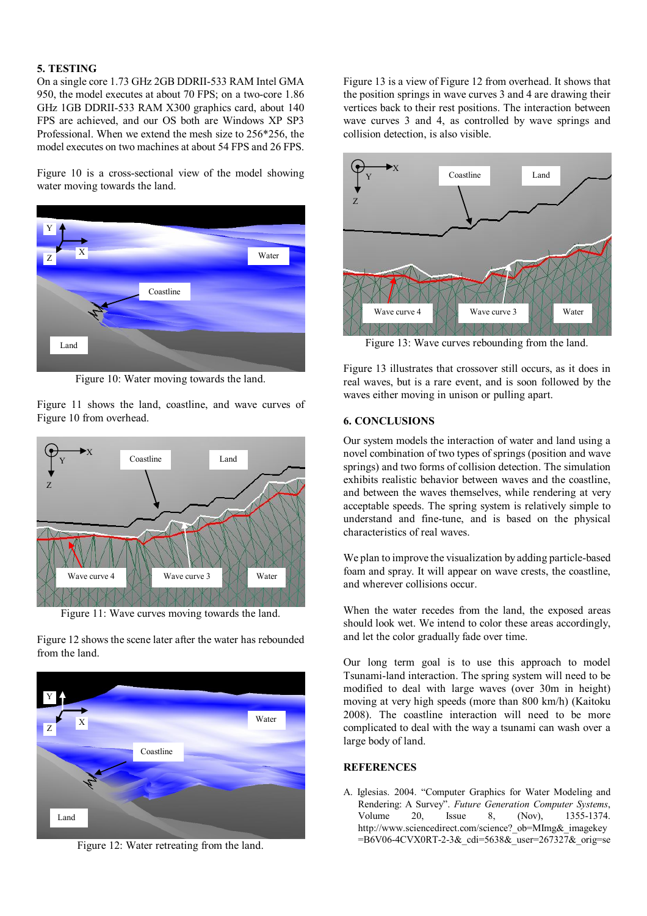## 5. TESTING

On a single core 1.73 GHz 2GB DDRII-533 RAM Intel GMA 950, the model executes at about 70 FPS; on a two-core 1.86 GHz 1GB DDRII-533 RAM X300 graphics card, about 140 FPS are achieved, and our OS both are Windows XP SP3 Professional. When we extend the mesh size to 256*256, the model executes on two machines at about 54 FPS and 26 FPS.

Figure 10 is a cross-sectional view of the model showing water moving towards the land.

Figure 10: Water moving towards the land.

Figure 11 shows the land, coastline, and wave curves of Figure 10 from overhead.

Figure 11: Wave curves moving towards the land.

Figure 12 shows the scene later after the water has rebounded from the land.

Figure 12: Water retreating from the land.

Figure 13 is a view of Figure 12 from overhead. It shows that the position springs in wave curves 3 and 4 are drawing their vertices back to their rest positions. The interaction between wave curves 3 and 4, as controlled by wave springs and collision detection, is also visible.

Figure 13: Wave curves rebounding from the land.

Figure 13 illustrates that crossover still occurs, as it does in real waves, but is a rare event, and is soon followed by the waves either moving in unison or pulling apart.

## 6. CONCLUSIONS

Our system models the interaction of water and land using a novel combination of two types of springs (position and wave springs) and two forms of collision detection. The simulation exhibits realistic behavior between waves and the coastline, and between the waves themselves, while rendering at very acceptable speeds. The spring system is relatively simple to understand and fine-tune, and is based on the physical characteristics of real waves.

We plan to improve the visualization by adding particle-based foam and spray. It will appear on wave crests, the coastline, and wherever collisions occur.

When the water recedes from the land, the exposed areas should look wet. We intend to color these areas accordingly, and let the color gradually fade over time.

Our long term goal is to use this approach to model Tsunami-land interaction. The spring system will need to be modified to deal with large waves (over 30m in height) moving at very high speeds (more than 800 km/h) (Kaitoku 2008). The coastline interaction will need to be more complicated to deal with the way a tsunami can wash over a large body of land.

## REFERENCES

A. Iglesias. 2004. "Computer Graphics for Water Modeling and Rendering: A Survey". *Future Generation Computer Systems*, Volume 20, Issue 8, (Nov), 1355-1374. http://www.sciencedirect.com/science?_ob=MImg&_imagekey=B6V06-4CVX0RT-2-3&_cdi=5638&_user=267327&_orig=se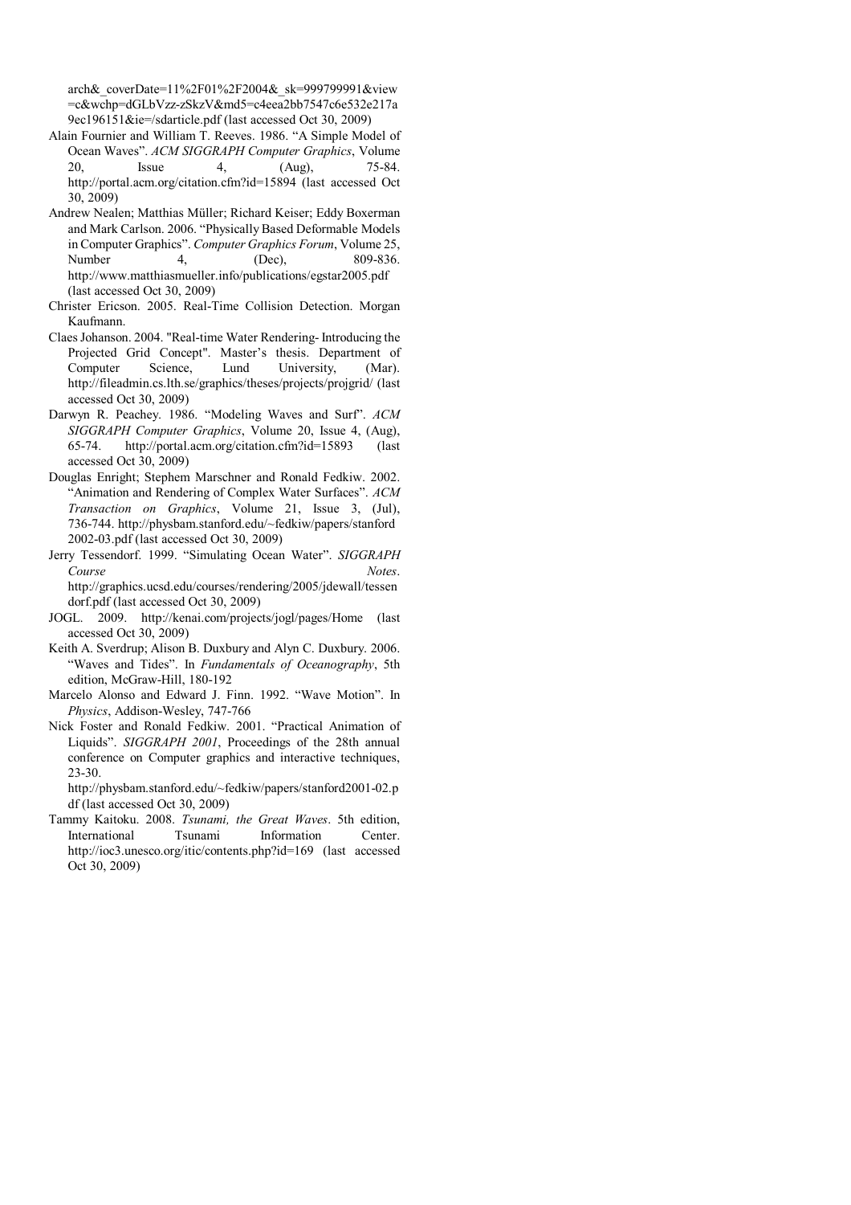arch&_coverDate=11%2F01%2F2004&_sk=999799991&view=c&wchp=dGLbVzz-zSkzV&md5=c4eea2bb7547c6e532e217a9ec196151&ie=/sdarticle.pdf (last accessed Oct 30, 2009)

Alain Fournier and William T. Reeves. 1986. "A Simple Model of Ocean Waves". *ACM SIGGRAPH Computer Graphics*, Volume 20, Issue 4, (Aug), 75-84. http://portal.acm.org/citation.cfm?id=15894 (last accessed Oct 30, 2009)

Andrew Nealen; Matthias Müller; Richard Keiser; Eddy Boxerman and Mark Carlson. 2006. "Physically Based Deformable Models in Computer Graphics". *Computer Graphics Forum*, Volume 25, Number 4, (Dec), 809-836. http://www.matthiasmueller.info/publications/egstar2005.pdf (last accessed Oct 30, 2009)

Christer Ericson. 2005. Real-Time Collision Detection. Morgan Kaufmann.

Claes Johanson. 2004. "Real-time Water Rendering- Introducing the Projected Grid Concept". Master's thesis. Department of Computer Science, Lund University, (Mar). http://fileadmin.cs.lth.se/graphics/theses/projects/projgrid/ (last accessed Oct 30, 2009)

Darwyn R. Peachey. 1986. "Modeling Waves and Surf". *ACM SIGGRAPH Computer Graphics*, Volume 20, Issue 4, (Aug), 65-74. http://portal.acm.org/citation.cfm?id=15893 (last accessed Oct 30, 2009)

Douglas Enright; Stephem Marschner and Ronald Fedkiw. 2002. "Animation and Rendering of Complex Water Surfaces". *ACM Transaction on Graphics*, Volume 21, Issue 3, (Jul), 736-744. http://physbam.stanford.edu/~fedkiw/papers/stanford2002-03.pdf (last accessed Oct 30, 2009)

Jerry Tessendorf. 1999. "Simulating Ocean Water". *SIGGRAPH Course Notes*. http://graphics.ucsd.edu/courses/rendering/2005/jdewall/tessendorf.pdf (last accessed Oct 30, 2009)

JOGL. 2009. http://kenai.com/projects/jogl/pages/Home (last accessed Oct 30, 2009)

Keith A. Sverdrup; Alison B. Duxbury and Alyn C. Duxbury. 2006. "Waves and Tides". In *Fundamentals of Oceanography*, 5th edition, McGraw-Hill, 180-192

Marcelo Alonso and Edward J. Finn. 1992. "Wave Motion". In *Physics*, Addison-Wesley, 747-766

Nick Foster and Ronald Fedkiw. 2001. "Practical Animation of Liquids". *SIGGRAPH 2001*, Proceedings of the 28th annual conference on Computer graphics and interactive techniques, 23-30. http://physbam.stanford.edu/~fedkiw/papers/stanford2001-02.pdf (last accessed Oct 30, 2009)

Tammy Kaitoku. 2008. *Tsunami, the Great Waves*. 5th edition, International Tsunami Information Center. http://ioc3.unesco.org/itic/contents.php?id=169 (last accessed Oct 30, 2009)